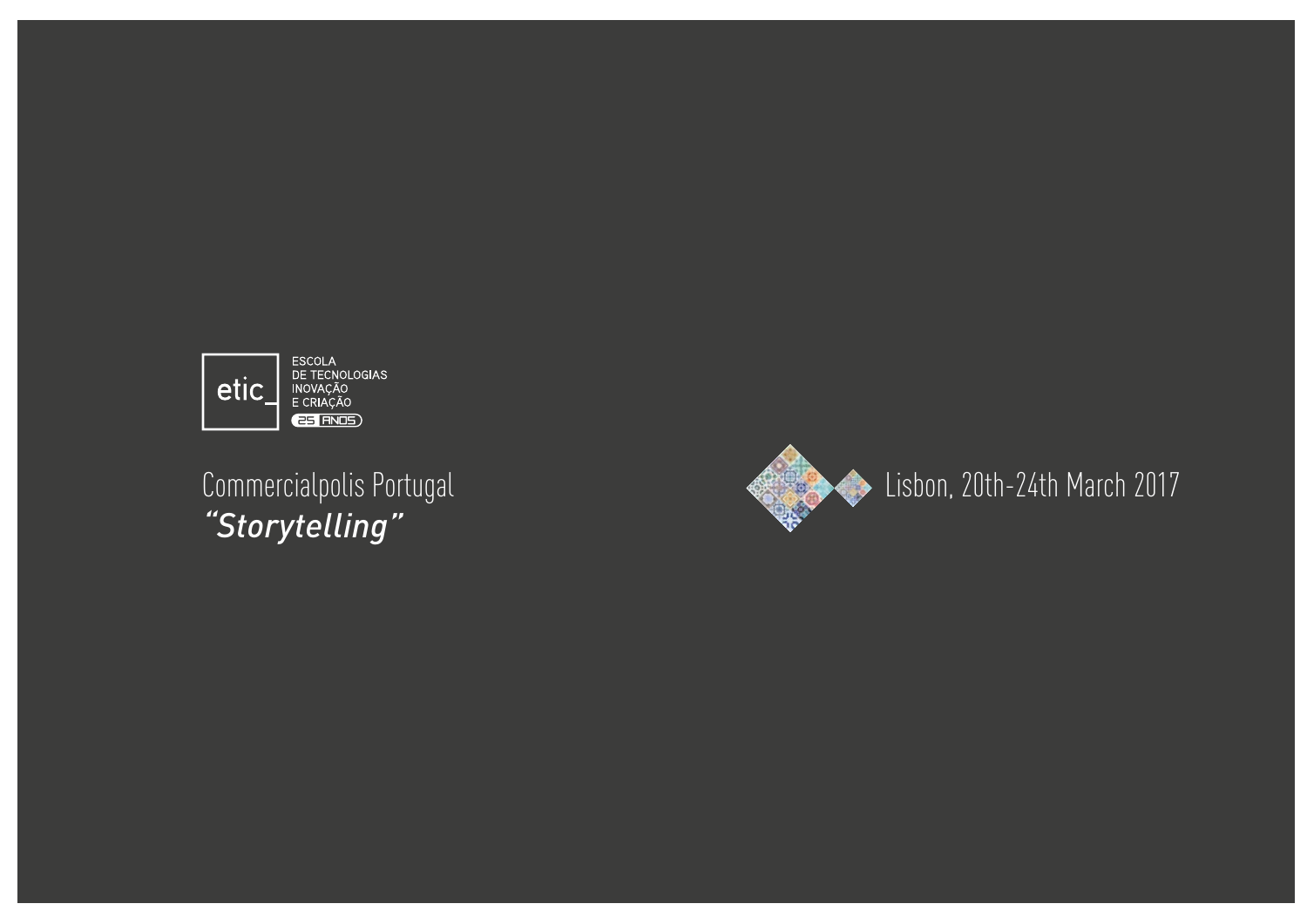etic_

ESCOLA
DE TECNOLOGIAS
INOVAÇÃO
E CRIAÇÃO
25 ANOS

# Commercialpolis Portugal
## *"Storytelling"*

Lisbon, 20th-24th March 2017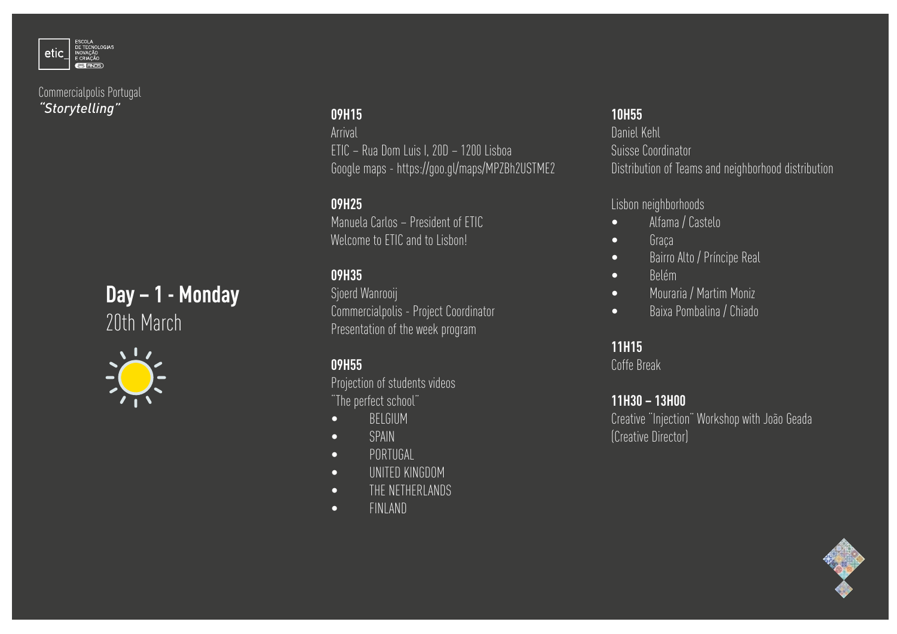Commercialpolis Portugal
*"Storytelling"*

## Day – 1 - Monday
20th March

**09H15**
Arrival
ETIC – Rua Dom Luis I, 20D – 1200 Lisboa
Google maps - https://goo.gl/maps/MPZBh2USTME2

**09H25**
Manuela Carlos – President of ETIC
Welcome to ETIC and to Lisbon!

**09H35**
Sjoerd Wanrooij
Commercialpolis - Project Coordinator
Presentation of the week program

**09H55**
Projection of students videos
¨The perfect school¨

- BELGIUM
- SPAIN
- PORTUGAL
- UNITED KINGDOM
- THE NETHERLANDS
- FINLAND

**10H55**
Daniel Kehl
Suisse Coordinator
Distribution of Teams and neighborhood distribution

Lisbon neighborhoods

- Alfama / Castelo
- Graça
- Bairro Alto / Príncipe Real
- Belém
- Mouraria / Martim Moniz
- Baixa Pombalina / Chiado

**11H15**
Coffe Break

**11H30 – 13H00**
Creative ¨Injection¨ Workshop with João Geada
(Creative Director)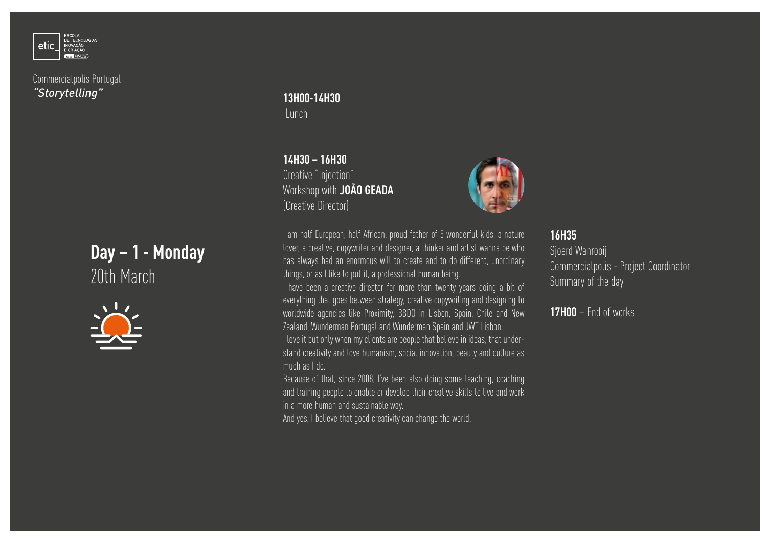etic_ ESCOLA DE TECNOLOGIAS INOVAÇÃO E CRIAÇÃO 25 ANOS

Commercialpolis Portugal
*"Storytelling"*

## Day – 1 - Monday
20th March

**13H00-14H30**
Lunch

**14H30 – 16H30**
Creative "Injection"
Workshop with **JOÃO GEADA**
(Creative Director)

I am half European, half African, proud father of 5 wonderful kids, a nature lover, a creative, copywriter and designer, a thinker and artist wanna be who has always had an enormous will to create and to do different, unordinary things, or as I like to put it, a professional human being.

I have been a creative director for more than twenty years doing a bit of everything that goes between strategy, creative copywriting and designing to worldwide agencies like Proximity, BBDO in Lisbon, Spain, Chile and New Zealand, Wunderman Portugal and Wunderman Spain and JWT Lisbon.

I love it but only when my clients are people that believe in ideas, that understand creativity and love humanism, social innovation, beauty and culture as much as I do.

Because of that, since 2008, I've been also doing some teaching, coaching and training people to enable or develop their creative skills to live and work in a more human and sustainable way.

And yes, I believe that good creativity can change the world.

**16H35**
Sjoerd Wanrooij
Commercialpolis - Project Coordinator
Summary of the day

**17H00** – End of works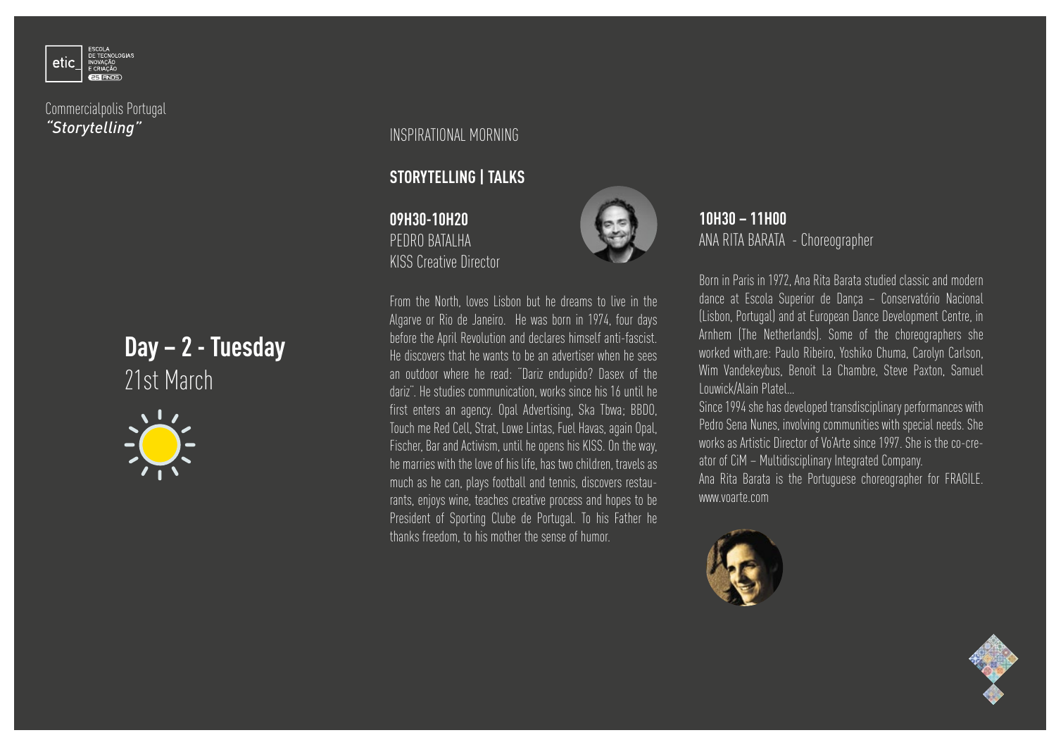Commercialpolis Portugal
*"Storytelling"*

## Day – 2 - Tuesday
21st March

INSPIRATIONAL MORNING

### STORYTELLING | TALKS

**09H30-10H20**
PEDRO BATALHA
KISS Creative Director

From the North, loves Lisbon but he dreams to live in the Algarve or Rio de Janeiro. He was born in 1974, four days before the April Revolution and declares himself anti-fascist. He discovers that he wants to be an advertiser when he sees an outdoor where he read: "Dariz endupido? Dasex of the dariz". He studies communication, works since his 16 until he first enters an agency. Opal Advertising, Ska Tbwa; BBDO, Touch me Red Cell, Strat, Lowe Lintas, Fuel Havas, again Opal, Fischer, Bar and Activism, until he opens his KISS. On the way, he marries with the love of his life, has two children, travels as much as he can, plays football and tennis, discovers restaurants, enjoys wine, teaches creative process and hopes to be President of Sporting Clube de Portugal. To his Father he thanks freedom, to his mother the sense of humor.

**10H30 – 11H00**
ANA RITA BARATA - Choreographer

Born in Paris in 1972, Ana Rita Barata studied classic and modern dance at Escola Superior de Dança – Conservatório Nacional (Lisbon, Portugal) and at European Dance Development Centre, in Arnhem (The Netherlands). Some of the choreographers she worked with,are: Paulo Ribeiro, Yoshiko Chuma, Carolyn Carlson, Wim Vandekeybus, Benoit La Chambre, Steve Paxton, Samuel Louwick/Alain Platel...

Since 1994 she has developed transdisciplinary performances with Pedro Sena Nunes, involving communities with special needs. She works as Artistic Director of Vo'Arte since 1997. She is the co-creator of CiM – Multidisciplinary Integrated Company.

Ana Rita Barata is the Portuguese choreographer for FRAGILE.
www.voarte.com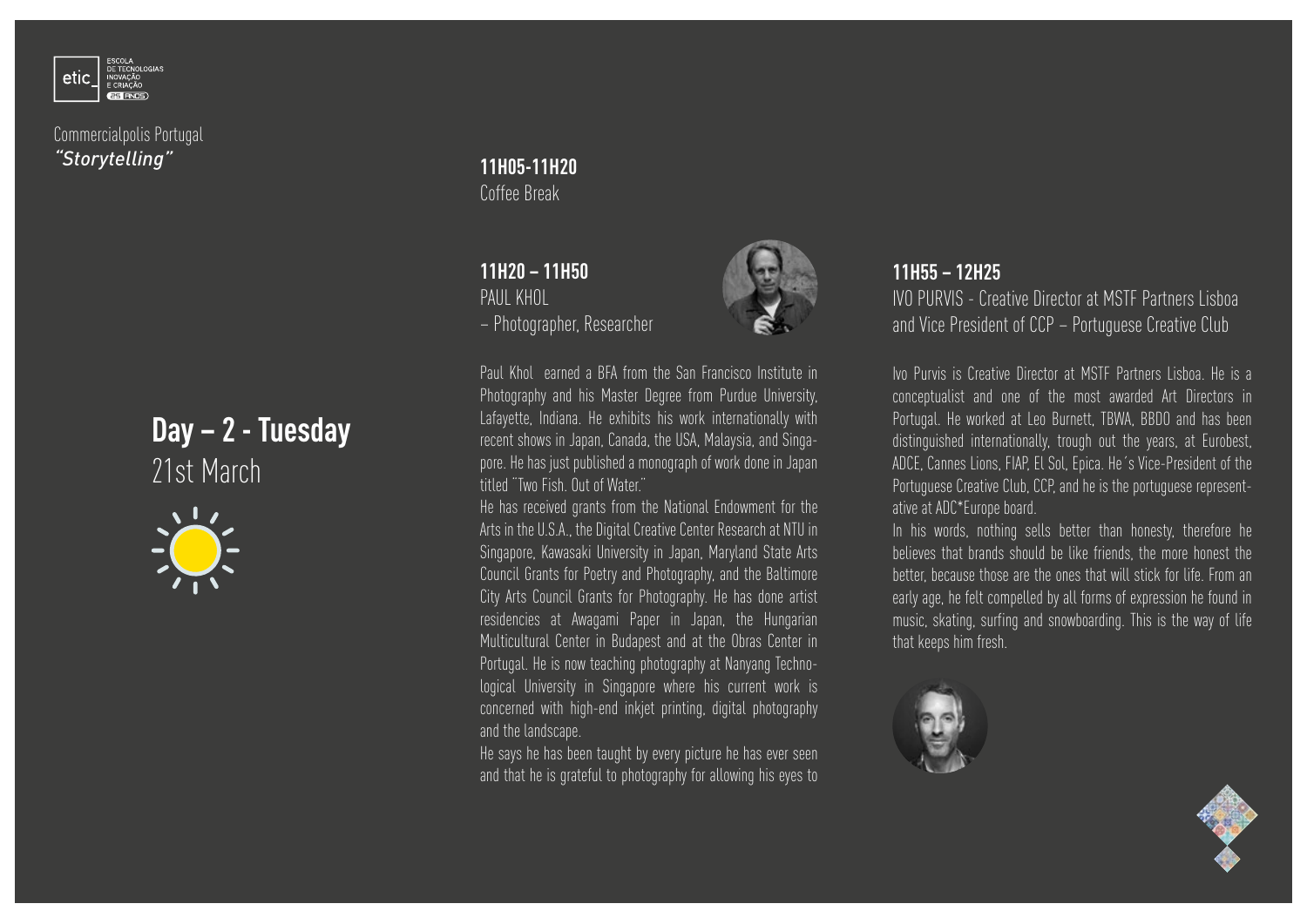Commercialpolis Portugal
*"Storytelling"*

# Day – 2 - Tuesday

21st March

**11H05-11H20**
Coffee Break

**11H20 – 11H50**
PAUL KHOL
– Photographer, Researcher

Paul Khol earned a BFA from the San Francisco Institute in Photography and his Master Degree from Purdue University, Lafayette, Indiana. He exhibits his work internationally with recent shows in Japan, Canada, the USA, Malaysia, and Singapore. He has just published a monograph of work done in Japan titled "Two Fish. Out of Water."

He has received grants from the National Endowment for the Arts in the U.S.A., the Digital Creative Center Research at NTU in Singapore, Kawasaki University in Japan, Maryland State Arts Council Grants for Poetry and Photography, and the Baltimore City Arts Council Grants for Photography. He has done artist residencies at Awagami Paper in Japan, the Hungarian Multicultural Center in Budapest and at the Obras Center in Portugal. He is now teaching photography at Nanyang Technological University in Singapore where his current work is concerned with high-end inkjet printing, digital photography and the landscape.

He says he has been taught by every picture he has ever seen and that he is grateful to photography for allowing his eyes to

**11H55 – 12H25**
IVO PURVIS - Creative Director at MSTF Partners Lisboa and Vice President of CCP – Portuguese Creative Club

Ivo Purvis is Creative Director at MSTF Partners Lisboa. He is a conceptualist and one of the most awarded Art Directors in Portugal. He worked at Leo Burnett, TBWA, BBDO and has been distinguished internationally, trough out the years, at Eurobest, ADCE, Cannes Lions, FIAP, El Sol, Epica. He´s Vice-President of the Portuguese Creative Club, CCP, and he is the portuguese representative at ADC*Europe board.

In his words, nothing sells better than honesty, therefore he believes that brands should be like friends, the more honest the better, because those are the ones that will stick for life. From an early age, he felt compelled by all forms of expression he found in music, skating, surfing and snowboarding. This is the way of life that keeps him fresh.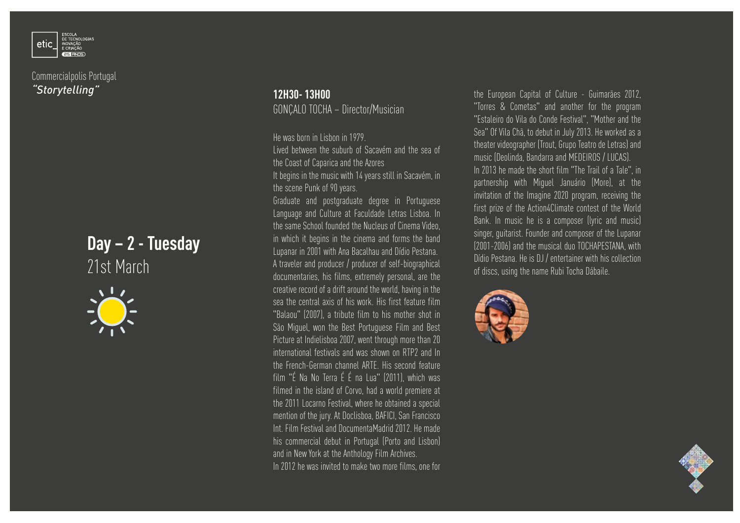Commercialpolis Portugal
*"Storytelling"*

## Day – 2 - Tuesday

21st March

**12H30- 13H00**

GONÇALO TOCHA – Director/Musician

He was born in Lisbon in 1979.

Lived between the suburb of Sacavém and the sea of the Coast of Caparica and the Azores

It begins in the music with 14 years still in Sacavém, in the scene Punk of 90 years.

Graduate and postgraduate degree in Portuguese Language and Culture at Faculdade Letras Lisboa. In the same School founded the Nucleus of Cinema Video, in which it begins in the cinema and forms the band Lupanar in 2001 with Ana Bacalhau and Dídio Pestana.

A traveler and producer / producer of self-biographical documentaries, his films, extremely personal, are the creative record of a drift around the world, having in the sea the central axis of his work. His first feature film "Balaou" (2007), a tribute film to his mother shot in São Miguel, won the Best Portuguese Film and Best Picture at Indielisboa 2007, went through more than 20 international festivals and was shown on RTP2 and In the French-German channel ARTE. His second feature film "É Na No Terra É É na Lua" (2011), which was filmed in the island of Corvo, had a world premiere at the 2011 Locarno Festival, where he obtained a special mention of the jury. At Doclisboa, BAFICI, San Francisco Int. Film Festival and DocumentaMadrid 2012. He made his commercial debut in Portugal (Porto and Lisbon) and in New York at the Anthology Film Archives.

In 2012 he was invited to make two more films, one for the European Capital of Culture - Guimarães 2012, "Torres & Cometas" and another for the program "Estaleiro do Vila do Conde Festival", "Mother and the Sea" Of Vila Chã, to debut in July 2013. He worked as a theater videographer (Trout, Grupo Teatro de Letras) and music (Deolinda, Bandarra and MEDEIROS / LUCAS).

In 2013 he made the short film "The Trail of a Tale", in partnership with Miguel Januário (More), at the invitation of the Imagine 2020 program, receiving the first prize of the Action4Climate contest of the World Bank. In music he is a composer (lyric and music) singer, guitarist. Founder and composer of the Lupanar (2001-2006) and the musical duo TOCHAPESTANA, with Dídio Pestana. He is DJ / entertainer with his collection of discs, using the name Rubi Tocha Dábaile.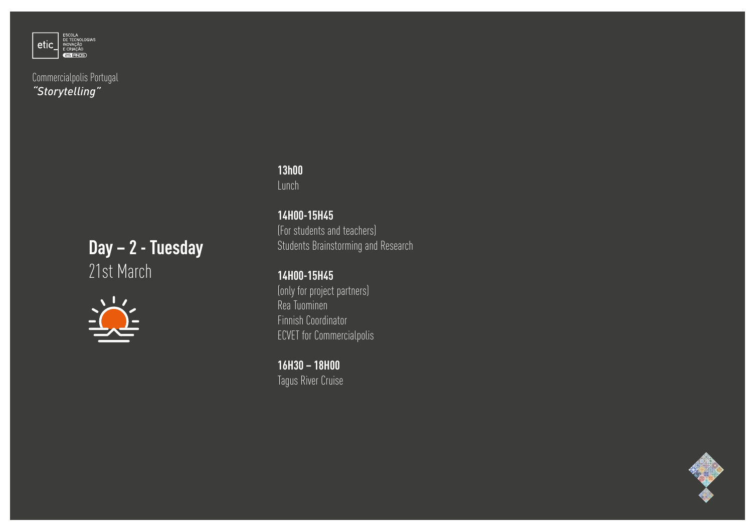Commercialpolis Portugal
*"Storytelling"*

## Day – 2 - Tuesday
21st March

**13h00**
Lunch

**14H00-15H45**
(For students and teachers)
Students Brainstorming and Research

**14H00-15H45**
(only for project partners)
Rea Tuominen
Finnish Coordinator
ECVET for Commercialpolis

**16H30 – 18H00**
Tagus River Cruise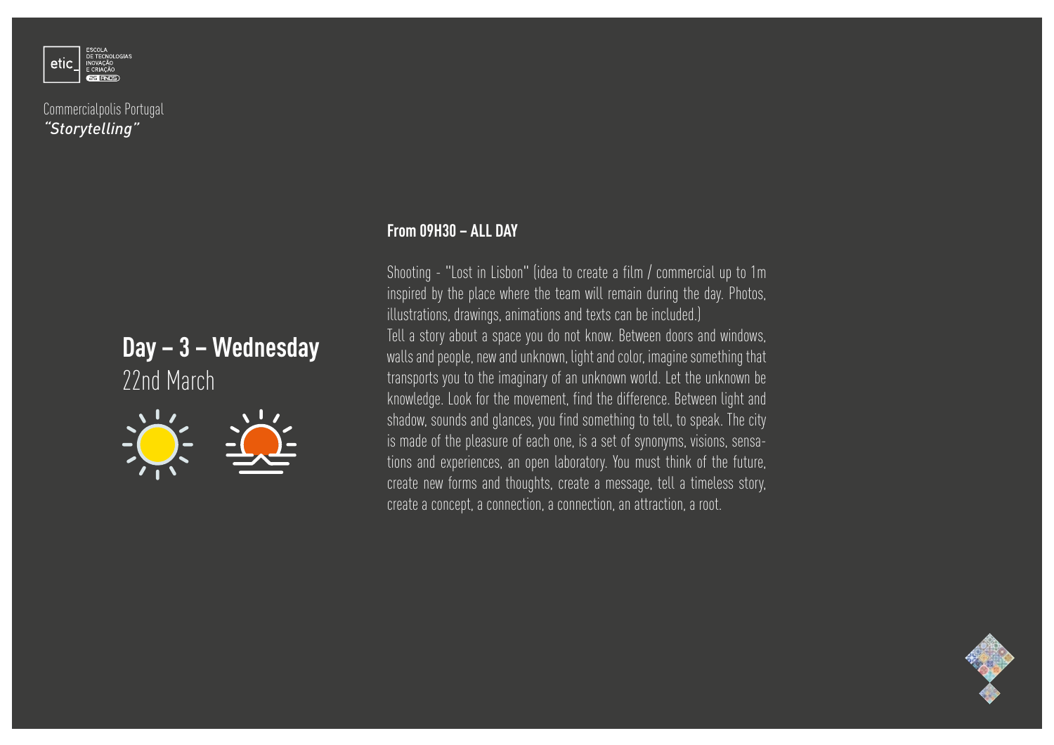Commercialpolis Portugal
*"Storytelling"*

## Day – 3 – Wednesday
22nd March

**From 09H30 – ALL DAY**

Shooting - "Lost in Lisbon" (idea to create a film / commercial up to 1m inspired by the place where the team will remain during the day. Photos, illustrations, drawings, animations and texts can be included.)

Tell a story about a space you do not know. Between doors and windows, walls and people, new and unknown, light and color, imagine something that transports you to the imaginary of an unknown world. Let the unknown be knowledge. Look for the movement, find the difference. Between light and shadow, sounds and glances, you find something to tell, to speak. The city is made of the pleasure of each one, is a set of synonyms, visions, sensations and experiences, an open laboratory. You must think of the future, create new forms and thoughts, create a message, tell a timeless story, create a concept, a connection, a connection, an attraction, a root.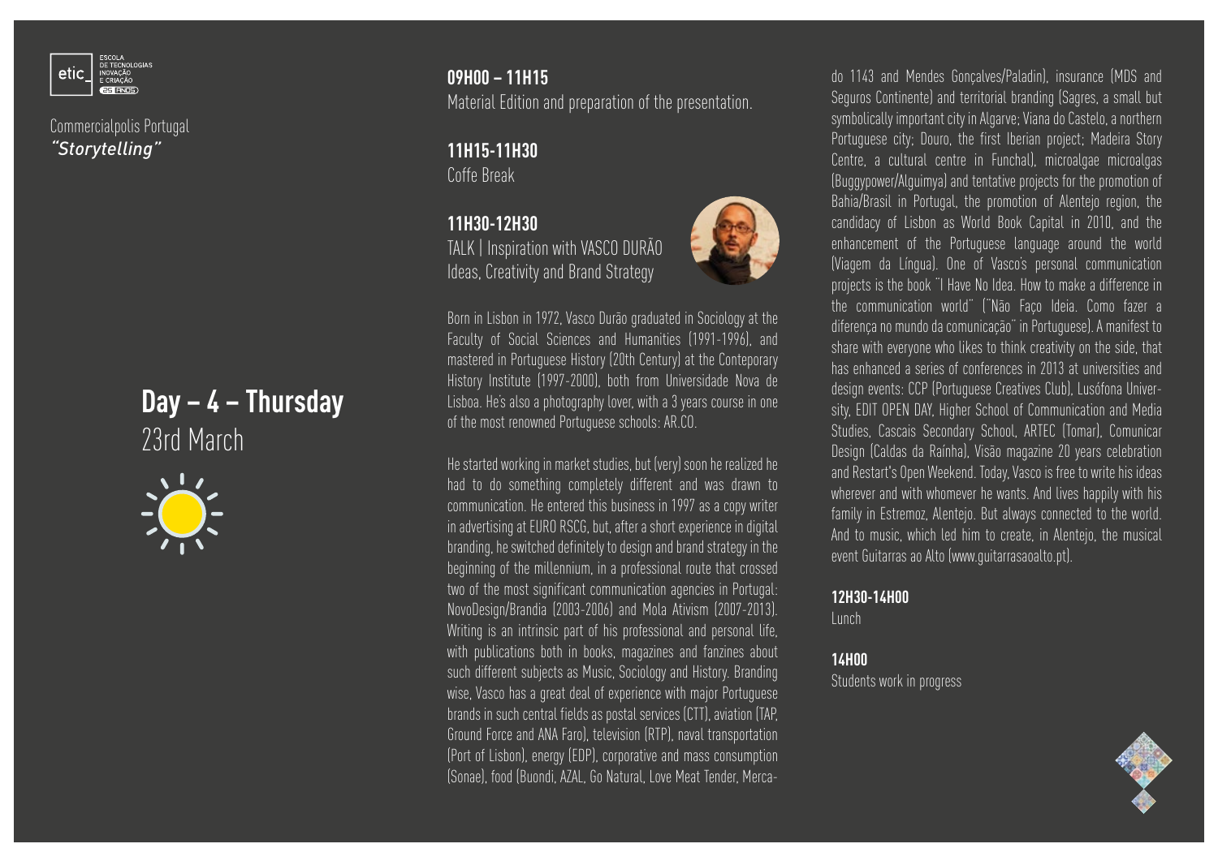Commercialpolis Portugal
*"Storytelling"*

# Day – 4 – Thursday
23rd March

**09H00 – 11H15**
Material Edition and preparation of the presentation.

**11H15-11H30**
Coffe Break

**11H30-12H30**
TALK | Inspiration with VASCO DURÃO
Ideas, Creativity and Brand Strategy

Born in Lisbon in 1972, Vasco Durão graduated in Sociology at the Faculty of Social Sciences and Humanities (1991-1996), and mastered in Portuguese History (20th Century) at the Conteporary History Institute (1997-2000), both from Universidade Nova de Lisboa. He's also a photography lover, with a 3 years course in one of the most renowned Portuguese schools: AR.CO.

He started working in market studies, but (very) soon he realized he had to do something completely different and was drawn to communication. He entered this business in 1997 as a copy writer in advertising at EURO RSCG, but, after a short experience in digital branding, he switched definitely to design and brand strategy in the beginning of the millennium, in a professional route that crossed two of the most significant communication agencies in Portugal: NovoDesign/Brandia (2003-2006) and Mola Ativism (2007-2013). Writing is an intrinsic part of his professional and personal life, with publications both in books, magazines and fanzines about such different subjects as Music, Sociology and History. Branding wise, Vasco has a great deal of experience with major Portuguese brands in such central fields as postal services (CTT), aviation (TAP, Ground Force and ANA Faro), television (RTP), naval transportation (Port of Lisbon), energy (EDP), corporative and mass consumption (Sonae), food (Buondi, AZAL, Go Natural, Love Meat Tender, Mercado 1143 and Mendes Gonçalves/Paladin), insurance (MDS and Seguros Continente) and territorial branding (Sagres, a small but symbolically important city in Algarve; Viana do Castelo, a northern Portuguese city; Douro, the first Iberian project; Madeira Story Centre, a cultural centre in Funchal), microalgae microalgas (Buggypower/Alguimya) and tentative projects for the promotion of Bahia/Brasil in Portugal, the promotion of Alentejo region, the candidacy of Lisbon as World Book Capital in 2010, and the enhancement of the Portuguese language around the world (Viagem da Língua). One of Vasco's personal communication projects is the book "I Have No Idea. How to make a difference in the communication world" ("Não Faço Ideia. Como fazer a diferença no mundo da comunicação" in Portuguese). A manifest to share with everyone who likes to think creativity on the side, that has enhanced a series of conferences in 2013 at universities and design events: CCP (Portuguese Creatives Club), Lusófona University, EDIT OPEN DAY, Higher School of Communication and Media Studies, Cascais Secondary School, ARTEC (Tomar), Comunicar Design (Caldas da Raínha), Visão magazine 20 years celebration and Restart's Open Weekend. Today, Vasco is free to write his ideas wherever and with whomever he wants. And lives happily with his family in Estremoz, Alentejo. But always connected to the world. And to music, which led him to create, in Alentejo, the musical event Guitarras ao Alto (www.guitarrasaoalto.pt).

**12H30-14H00**
Lunch

**14H00**
Students work in progress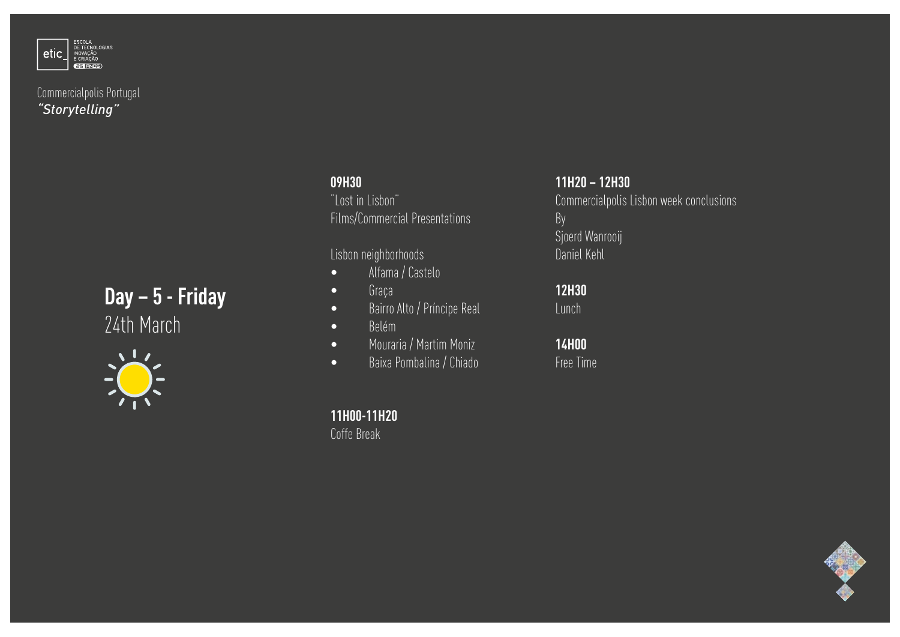Commercialpolis Portugal
*"Storytelling"*

## Day – 5 - Friday
24th March

**09H30**
¨Lost in Lisbon¨
Films/Commercial Presentations

Lisbon neighborhoods
- Alfama / Castelo
- Graça
- Bairro Alto / Príncipe Real
- Belém
- Mouraria / Martim Moniz
- Baixa Pombalina / Chiado

**11H00-11H20**
Coffe Break

**11H20 – 12H30**
Commercialpolis Lisbon week conclusions
By
Sjoerd Wanrooij
Daniel Kehl

**12H30**
Lunch

**14H00**
Free Time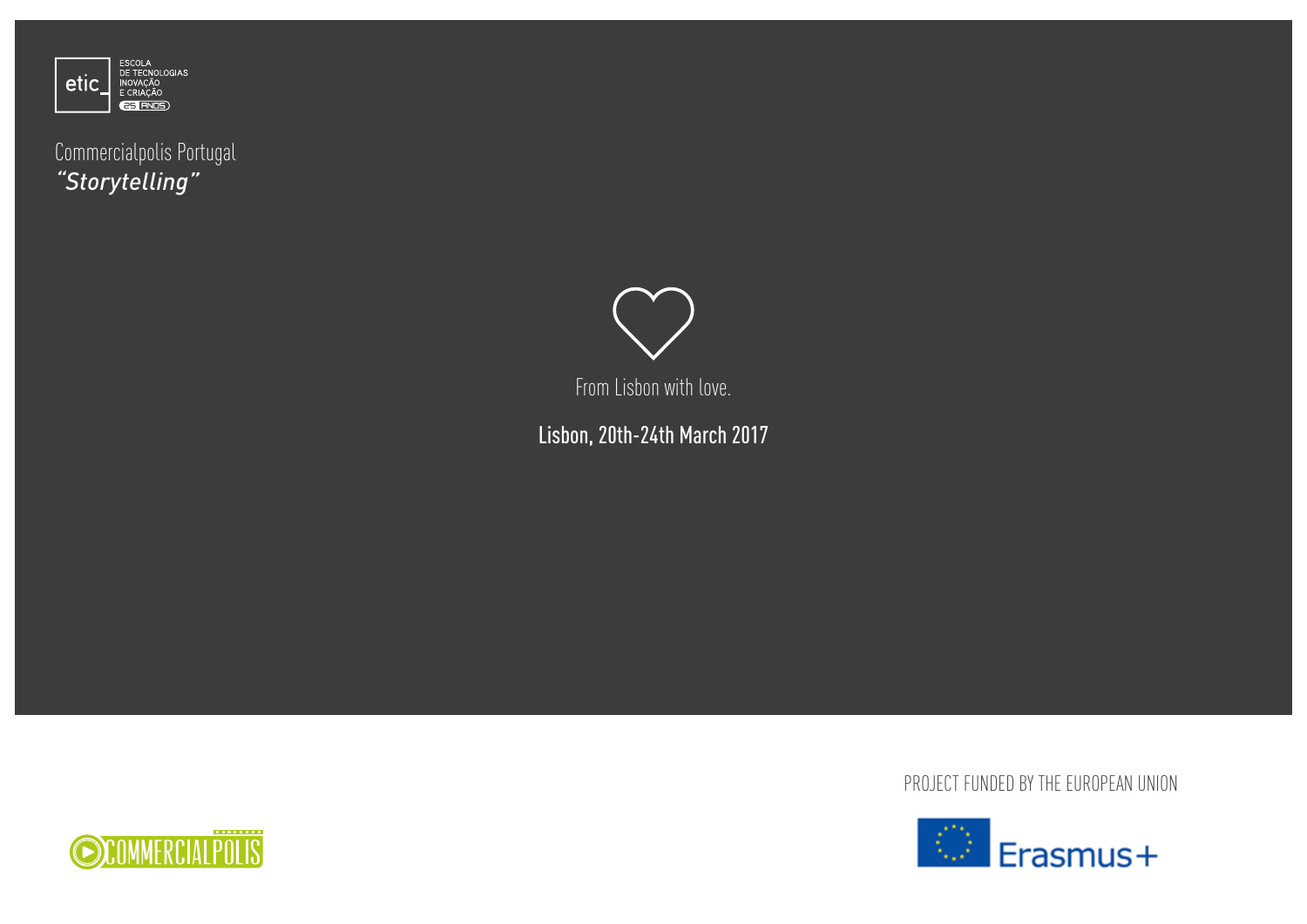ESCOLA DE TECNOLOGIAS INOVAÇÃO E CRIAÇÃO

Commercialpolis Portugal
*"Storytelling"*

From Lisbon with love.

Lisbon, 20th-24th March 2017

PROJECT FUNDED BY THE EUROPEAN UNION

Erasmus+

COMMERCIALPOLIS